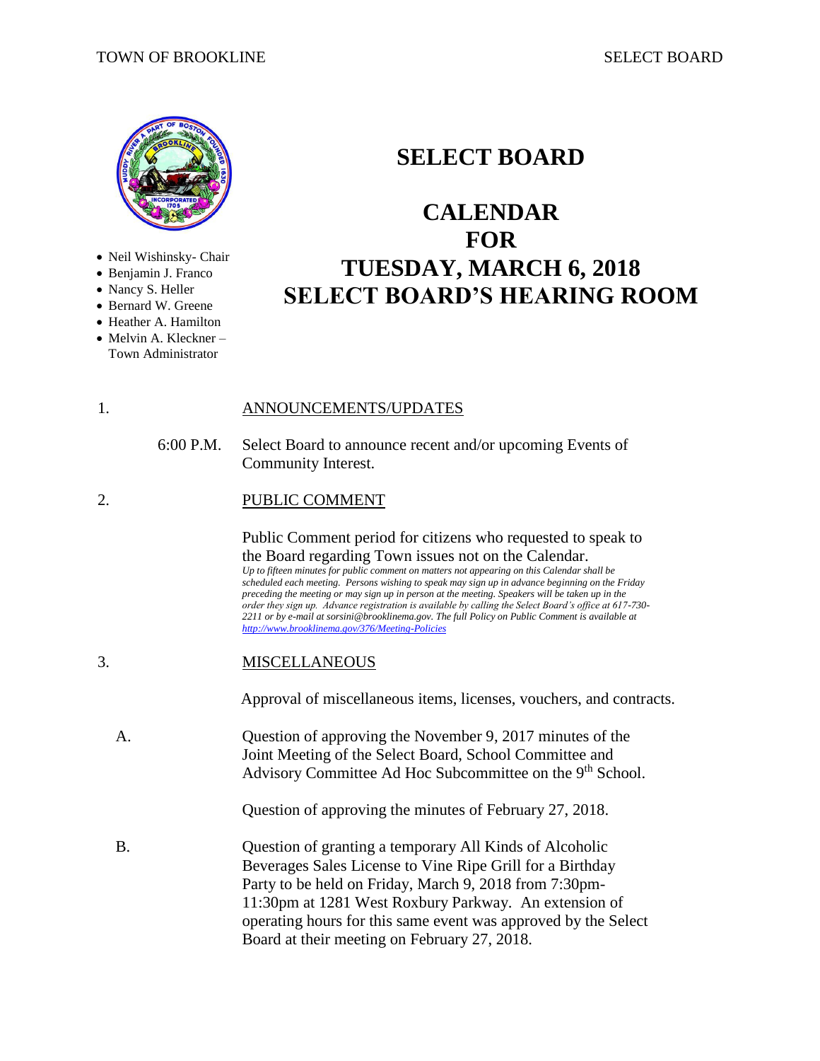TOWN OF BROOKLINE SELECT BOARD

- Neil Wishinsky- Chair
- Benjamin J. Franco
- Nancy S. Heller
- Bernard W. Greene
- Heather A. Hamilton
- Melvin A. Kleckner – Town Administrator

# SELECT BOARD

# CALENDAR FOR TUESDAY, MARCH 6, 2018 SELECT BOARD'S HEARING ROOM

1. ANNOUNCEMENTS/UPDATES

6:00 P.M. Select Board to announce recent and/or upcoming Events of Community Interest.

2. PUBLIC COMMENT

Public Comment period for citizens who requested to speak to the Board regarding Town issues not on the Calendar.

*Up to fifteen minutes for public comment on matters not appearing on this Calendar shall be scheduled each meeting. Persons wishing to speak may sign up in advance beginning on the Friday preceding the meeting or may sign up in person at the meeting. Speakers will be taken up in the order they sign up. Advance registration is available by calling the Select Board's office at 617-730-2211 or by e-mail at sorsini@brooklinema.gov. The full Policy on Public Comment is available at http://www.brooklinema.gov/376/Meeting-Policies*

3. MISCELLANEOUS

Approval of miscellaneous items, licenses, vouchers, and contracts.

A. Question of approving the November 9, 2017 minutes of the Joint Meeting of the Select Board, School Committee and Advisory Committee Ad Hoc Subcommittee on the 9th School.

Question of approving the minutes of February 27, 2018.

B. Question of granting a temporary All Kinds of Alcoholic Beverages Sales License to Vine Ripe Grill for a Birthday Party to be held on Friday, March 9, 2018 from 7:30pm-11:30pm at 1281 West Roxbury Parkway. An extension of operating hours for this same event was approved by the Select Board at their meeting on February 27, 2018.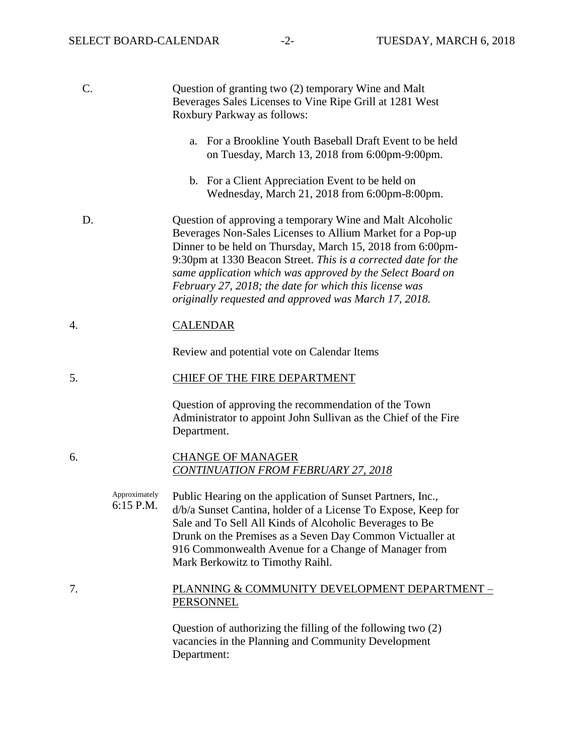C. Question of granting two (2) temporary Wine and Malt Beverages Sales Licenses to Vine Ripe Grill at 1281 West Roxbury Parkway as follows:

a. For a Brookline Youth Baseball Draft Event to be held on Tuesday, March 13, 2018 from 6:00pm-9:00pm.

b. For a Client Appreciation Event to be held on Wednesday, March 21, 2018 from 6:00pm-8:00pm.

D. Question of approving a temporary Wine and Malt Alcoholic Beverages Non-Sales Licenses to Allium Market for a Pop-up Dinner to be held on Thursday, March 15, 2018 from 6:00pm-9:30pm at 1330 Beacon Street. *This is a corrected date for the same application which was approved by the Select Board on February 27, 2018; the date for which this license was originally requested and approved was March 17, 2018.*

4. <u>CALENDAR</u>

Review and potential vote on Calendar Items

5. <u>CHIEF OF THE FIRE DEPARTMENT</u>

Question of approving the recommendation of the Town Administrator to appoint John Sullivan as the Chief of the Fire Department.

6. <u>CHANGE OF MANAGER</u>
*<u>CONTINUATION FROM FEBRUARY 27, 2018</u>*

Approximately 6:15 P.M.

Public Hearing on the application of Sunset Partners, Inc., d/b/a Sunset Cantina, holder of a License To Expose, Keep for Sale and To Sell All Kinds of Alcoholic Beverages to Be Drunk on the Premises as a Seven Day Common Victualler at 916 Commonwealth Avenue for a Change of Manager from Mark Berkowitz to Timothy Raihl.

7. <u>PLANNING & COMMUNITY DEVELOPMENT DEPARTMENT – PERSONNEL</u>

Question of authorizing the filling of the following two (2) vacancies in the Planning and Community Development Department: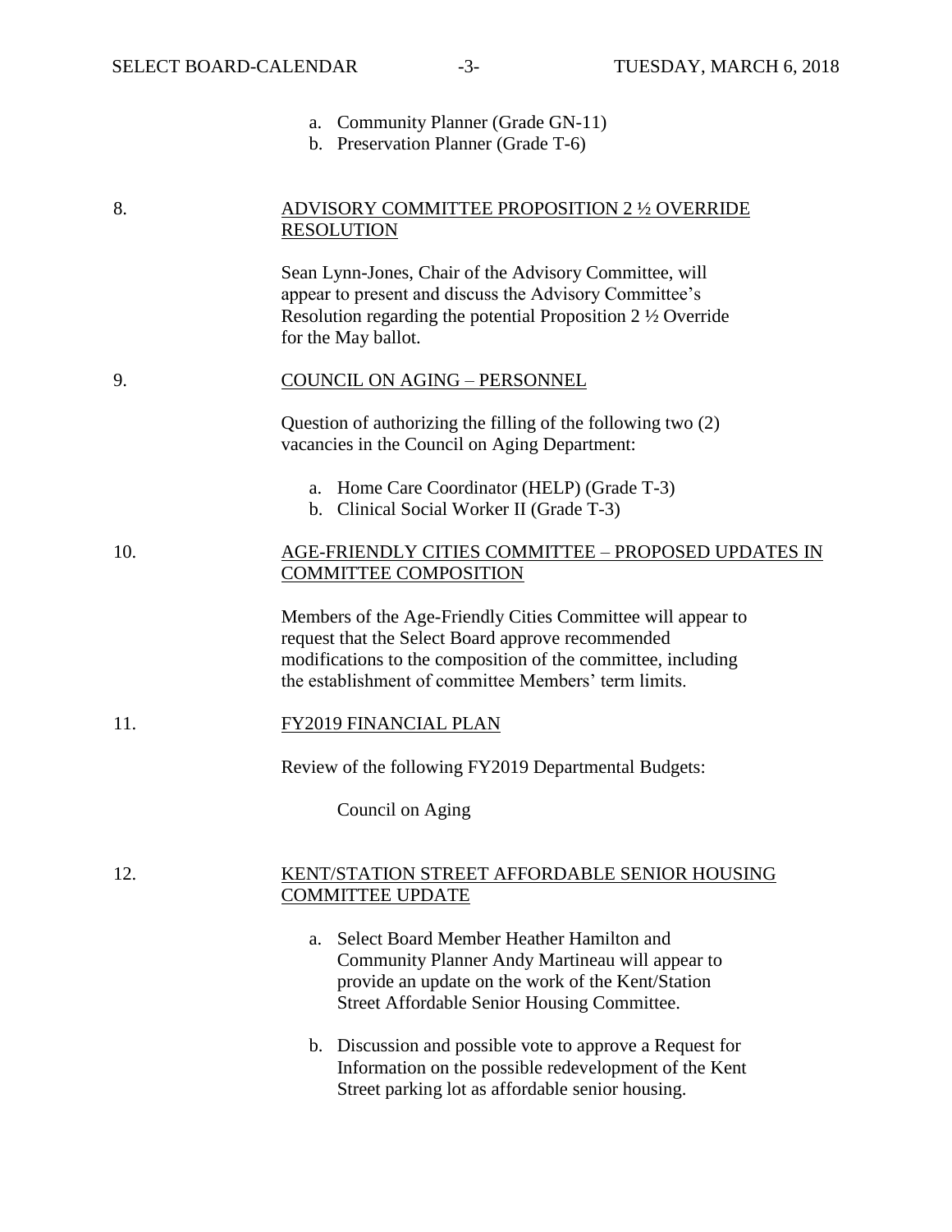a. Community Planner (Grade GN-11)
b. Preservation Planner (Grade T-6)

8. <u>ADVISORY COMMITTEE PROPOSITION 2 ½ OVERRIDE RESOLUTION</u>

Sean Lynn-Jones, Chair of the Advisory Committee, will appear to present and discuss the Advisory Committee's Resolution regarding the potential Proposition 2 ½ Override for the May ballot.

9. <u>COUNCIL ON AGING – PERSONNEL</u>

Question of authorizing the filling of the following two (2) vacancies in the Council on Aging Department:

a. Home Care Coordinator (HELP) (Grade T-3)
b. Clinical Social Worker II (Grade T-3)

10. <u>AGE-FRIENDLY CITIES COMMITTEE – PROPOSED UPDATES IN COMMITTEE COMPOSITION</u>

Members of the Age-Friendly Cities Committee will appear to request that the Select Board approve recommended modifications to the composition of the committee, including the establishment of committee Members' term limits.

11. <u>FY2019 FINANCIAL PLAN</u>

Review of the following FY2019 Departmental Budgets:

Council on Aging

12. <u>KENT/STATION STREET AFFORDABLE SENIOR HOUSING COMMITTEE UPDATE</u>

a. Select Board Member Heather Hamilton and Community Planner Andy Martineau will appear to provide an update on the work of the Kent/Station Street Affordable Senior Housing Committee.

b. Discussion and possible vote to approve a Request for Information on the possible redevelopment of the Kent Street parking lot as affordable senior housing.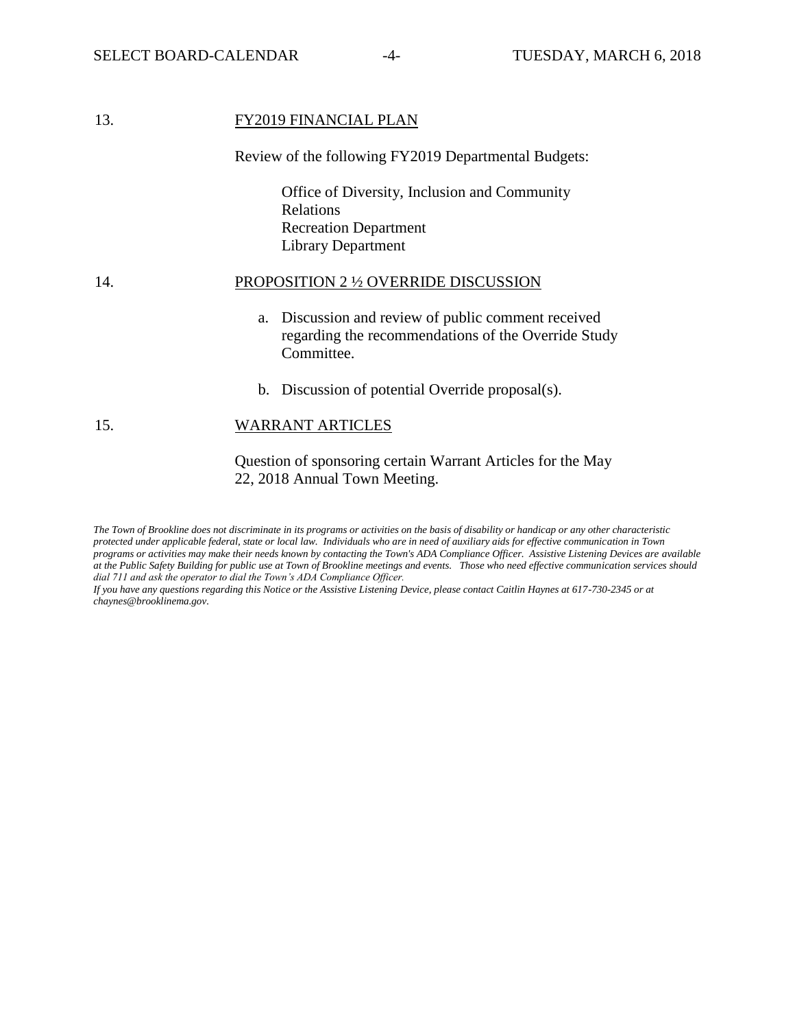13. <u>FY2019 FINANCIAL PLAN</u>

Review of the following FY2019 Departmental Budgets:

Office of Diversity, Inclusion and Community Relations
Recreation Department
Library Department

14. <u>PROPOSITION 2 ½ OVERRIDE DISCUSSION</u>

a. Discussion and review of public comment received regarding the recommendations of the Override Study Committee.

b. Discussion of potential Override proposal(s).

15. <u>WARRANT ARTICLES</u>

Question of sponsoring certain Warrant Articles for the May 22, 2018 Annual Town Meeting.

*The Town of Brookline does not discriminate in its programs or activities on the basis of disability or handicap or any other characteristic protected under applicable federal, state or local law. Individuals who are in need of auxiliary aids for effective communication in Town programs or activities may make their needs known by contacting the Town's ADA Compliance Officer. Assistive Listening Devices are available at the Public Safety Building for public use at Town of Brookline meetings and events. Those who need effective communication services should dial 711 and ask the operator to dial the Town's ADA Compliance Officer.*

*If you have any questions regarding this Notice or the Assistive Listening Device, please contact Caitlin Haynes at 617-730-2345 or at chaynes@brooklinema.gov.*